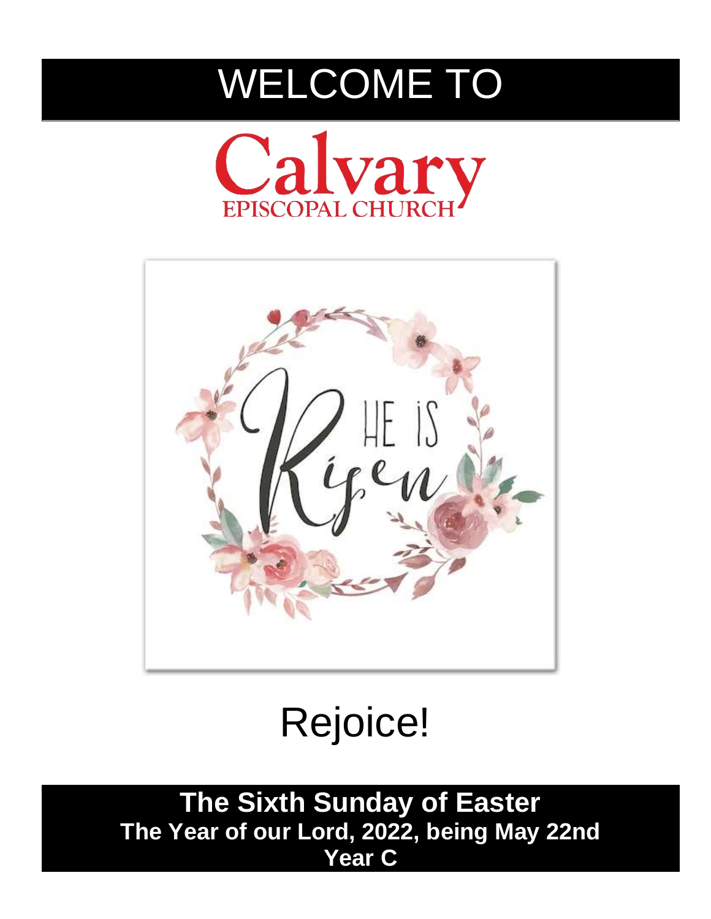# WELCOME TO

# Calvary

EPISCOPAL CHURCH

HE IS Risen

Rejoice!

## The Sixth Sunday of Easter

**The Year of our Lord, 2022, being May 22nd**

**Year C**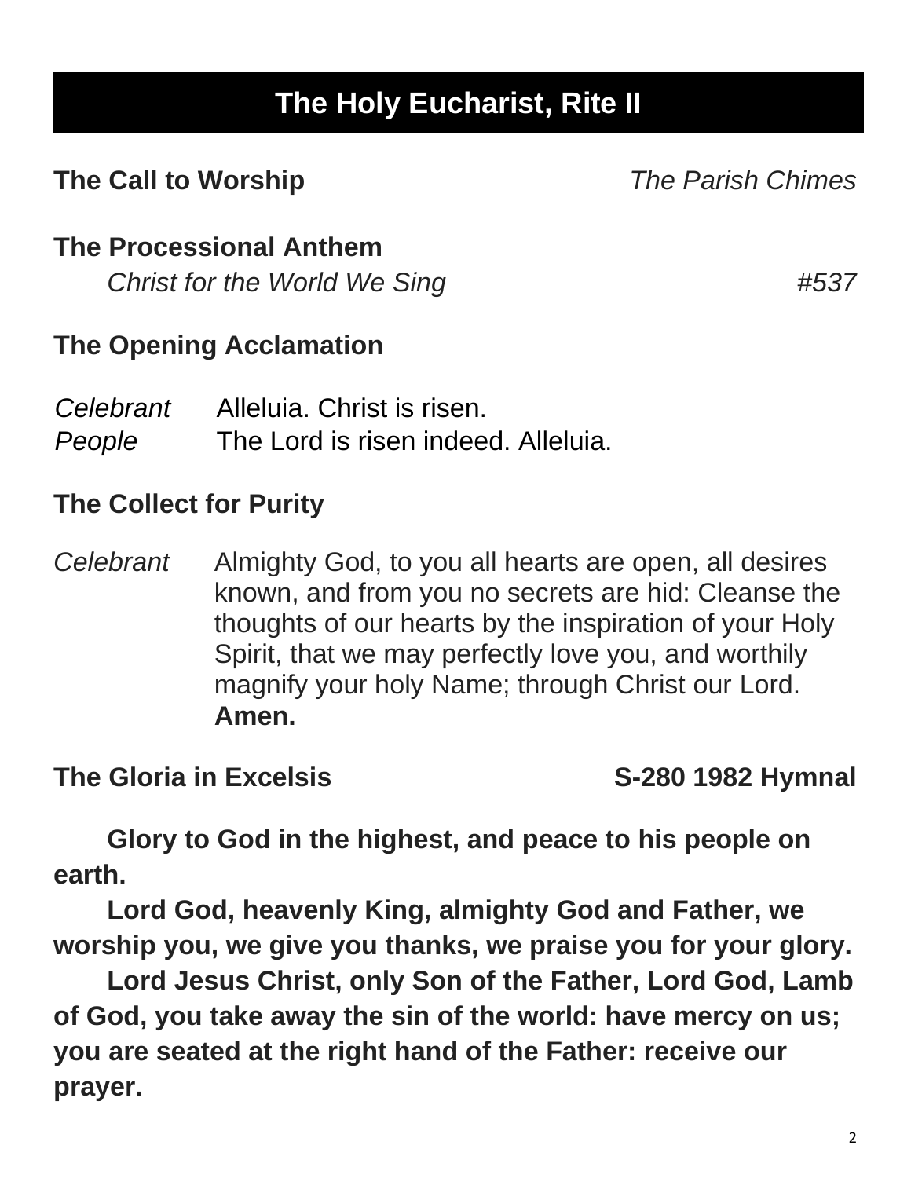# The Holy Eucharist, Rite II

**The Call to Worship** *The Parish Chimes*

**The Processional Anthem**

*Christ for the World We Sing* *#537*

**The Opening Acclamation**

*Celebrant* Alleluia. Christ is risen.
*People* The Lord is risen indeed. Alleluia.

**The Collect for Purity**

*Celebrant* Almighty God, to you all hearts are open, all desires known, and from you no secrets are hid: Cleanse the thoughts of our hearts by the inspiration of your Holy Spirit, that we may perfectly love you, and worthily magnify your holy Name; through Christ our Lord. **Amen.**

**The Gloria in Excelsis** **S-280 1982 Hymnal**

**Glory to God in the highest, and peace to his people on earth.**

**Lord God, heavenly King, almighty God and Father, we worship you, we give you thanks, we praise you for your glory.**

**Lord Jesus Christ, only Son of the Father, Lord God, Lamb of God, you take away the sin of the world: have mercy on us; you are seated at the right hand of the Father: receive our prayer.**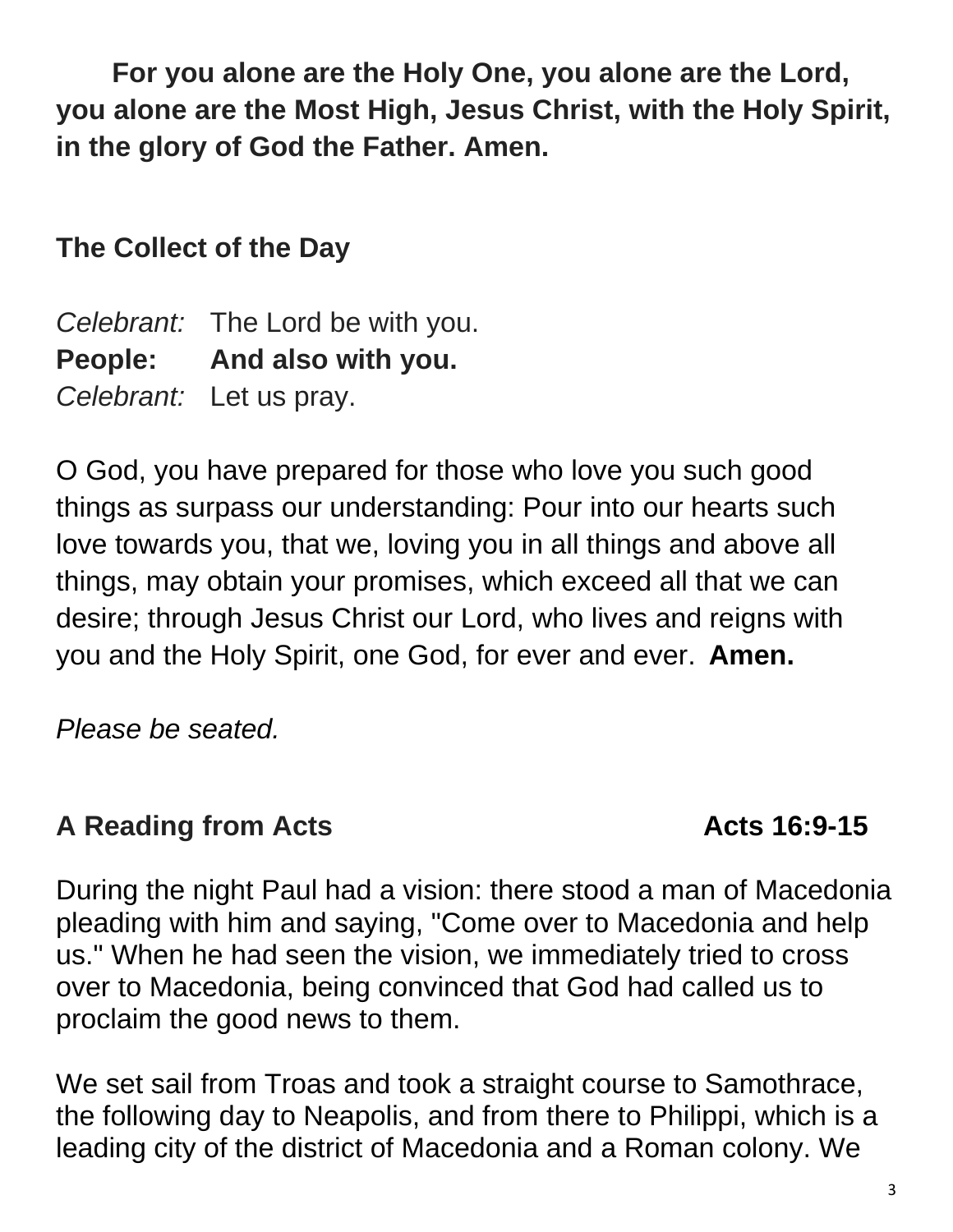**For you alone are the Holy One, you alone are the Lord, you alone are the Most High, Jesus Christ, with the Holy Spirit, in the glory of God the Father. Amen.**

## The Collect of the Day

*Celebrant:* The Lord be with you.
**People: And also with you.**
*Celebrant:* Let us pray.

O God, you have prepared for those who love you such good things as surpass our understanding: Pour into our hearts such love towards you, that we, loving you in all things and above all things, may obtain your promises, which exceed all that we can desire; through Jesus Christ our Lord, who lives and reigns with you and the Holy Spirit, one God, for ever and ever. **Amen.**

*Please be seated.*

## A Reading from Acts — Acts 16:9-15

During the night Paul had a vision: there stood a man of Macedonia pleading with him and saying, "Come over to Macedonia and help us." When he had seen the vision, we immediately tried to cross over to Macedonia, being convinced that God had called us to proclaim the good news to them.

We set sail from Troas and took a straight course to Samothrace, the following day to Neapolis, and from there to Philippi, which is a leading city of the district of Macedonia and a Roman colony. We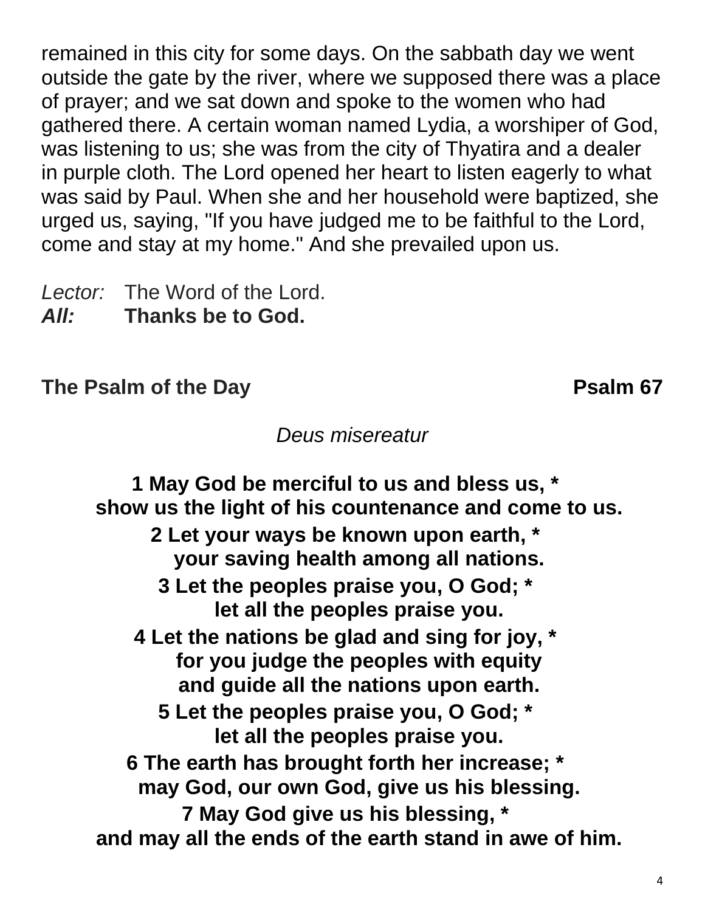remained in this city for some days. On the sabbath day we went outside the gate by the river, where we supposed there was a place of prayer; and we sat down and spoke to the women who had gathered there. A certain woman named Lydia, a worshiper of God, was listening to us; she was from the city of Thyatira and a dealer in purple cloth. The Lord opened her heart to listen eagerly to what was said by Paul. When she and her household were baptized, she urged us, saying, "If you have judged me to be faithful to the Lord, come and stay at my home." And she prevailed upon us.

*Lector:* The Word of the Lord.
***All:*** **Thanks be to God.**

**The Psalm of the Day** **Psalm 67**

*Deus misereatur*

**1 May God be merciful to us and bless us, *
show us the light of his countenance and come to us.**

**2 Let your ways be known upon earth, *
your saving health among all nations.**

**3 Let the peoples praise you, O God; *
let all the peoples praise you.**

**4 Let the nations be glad and sing for joy, *
for you judge the peoples with equity
and guide all the nations upon earth.**

**5 Let the peoples praise you, O God; *
let all the peoples praise you.**

**6 The earth has brought forth her increase; *
may God, our own God, give us his blessing.**

**7 May God give us his blessing, *
and may all the ends of the earth stand in awe of him.**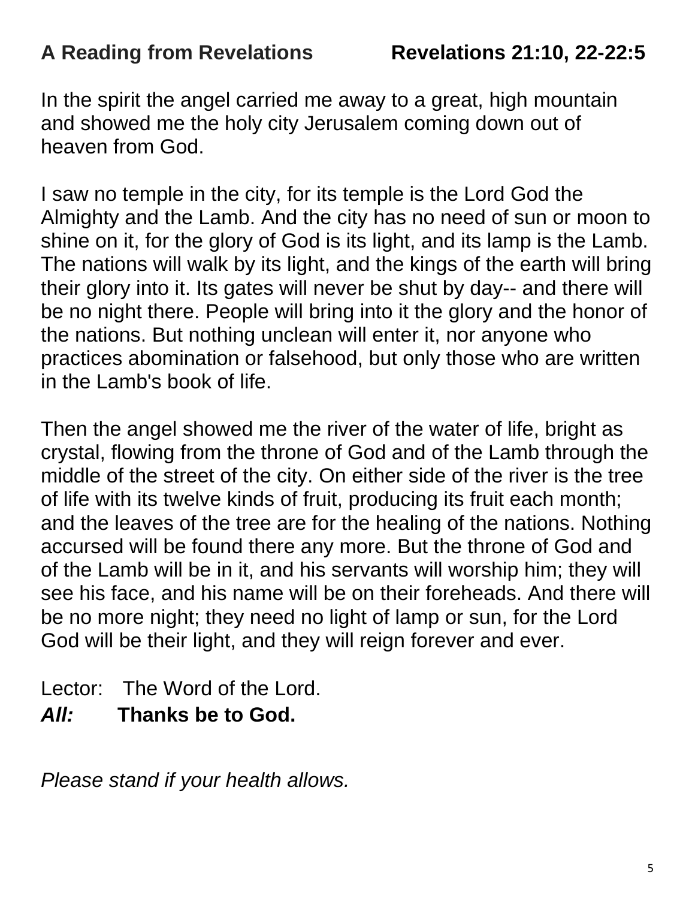**A Reading from Revelations Revelations 21:10, 22-22:5**

In the spirit the angel carried me away to a great, high mountain and showed me the holy city Jerusalem coming down out of heaven from God.

I saw no temple in the city, for its temple is the Lord God the Almighty and the Lamb. And the city has no need of sun or moon to shine on it, for the glory of God is its light, and its lamp is the Lamb. The nations will walk by its light, and the kings of the earth will bring their glory into it. Its gates will never be shut by day-- and there will be no night there. People will bring into it the glory and the honor of the nations. But nothing unclean will enter it, nor anyone who practices abomination or falsehood, but only those who are written in the Lamb's book of life.

Then the angel showed me the river of the water of life, bright as crystal, flowing from the throne of God and of the Lamb through the middle of the street of the city. On either side of the river is the tree of life with its twelve kinds of fruit, producing its fruit each month; and the leaves of the tree are for the healing of the nations. Nothing accursed will be found there any more. But the throne of God and of the Lamb will be in it, and his servants will worship him; they will see his face, and his name will be on their foreheads. And there will be no more night; they need no light of lamp or sun, for the Lord God will be their light, and they will reign forever and ever.

Lector: The Word of the Lord.
***All:*** **Thanks be to God.**

*Please stand if your health allows.*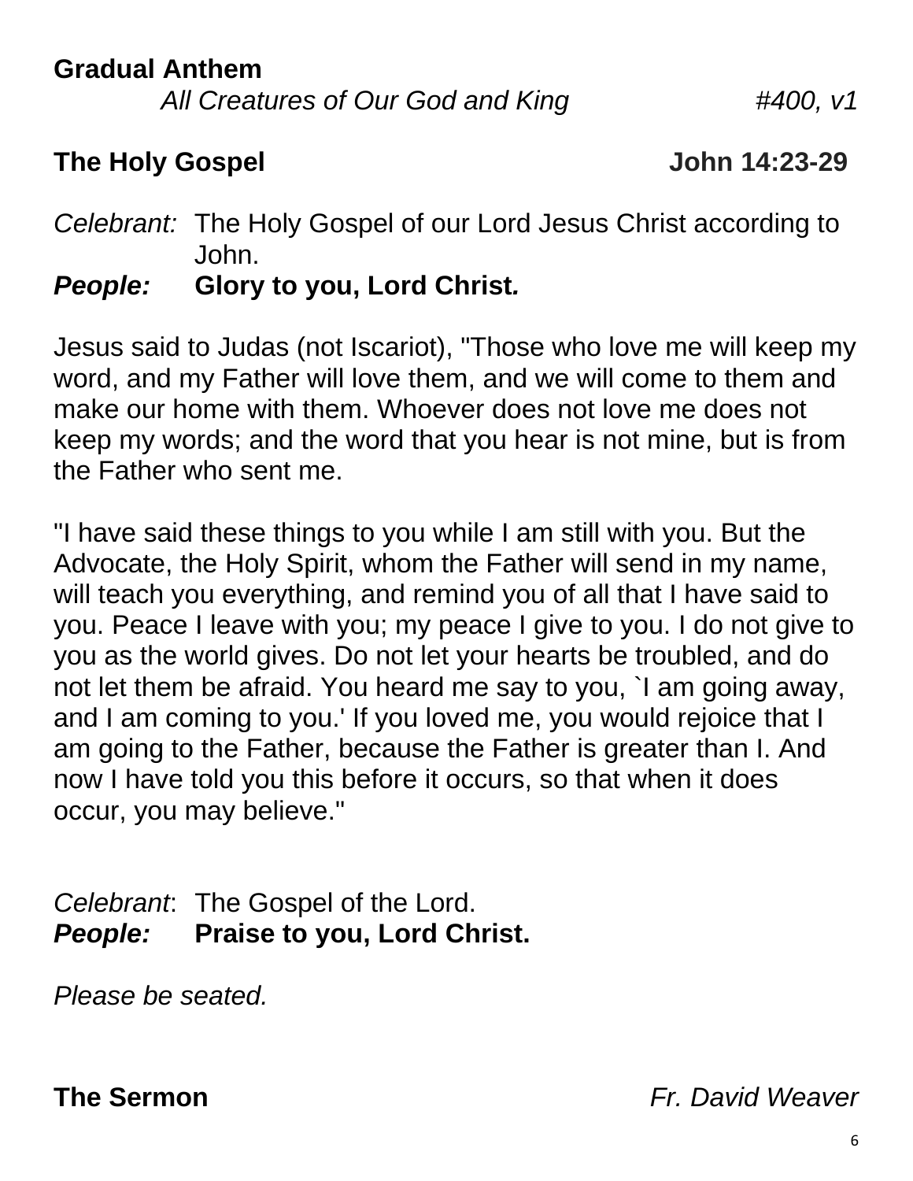**Gradual Anthem**

*All Creatures of Our God and King* *#400, v1*

**The Holy Gospel** **John 14:23-29**

*Celebrant:* The Holy Gospel of our Lord Jesus Christ according to John.
***People:*** **Glory to you, Lord Christ*.***

Jesus said to Judas (not Iscariot), "Those who love me will keep my word, and my Father will love them, and we will come to them and make our home with them. Whoever does not love me does not keep my words; and the word that you hear is not mine, but is from the Father who sent me.

"I have said these things to you while I am still with you. But the Advocate, the Holy Spirit, whom the Father will send in my name, will teach you everything, and remind you of all that I have said to you. Peace I leave with you; my peace I give to you. I do not give to you as the world gives. Do not let your hearts be troubled, and do not let them be afraid. You heard me say to you, `I am going away, and I am coming to you.' If you loved me, you would rejoice that I am going to the Father, because the Father is greater than I. And now I have told you this before it occurs, so that when it does occur, you may believe."

*Celebrant*: The Gospel of the Lord.
***People:*** **Praise to you, Lord Christ.**

*Please be seated.*

**The Sermon** *Fr. David Weaver*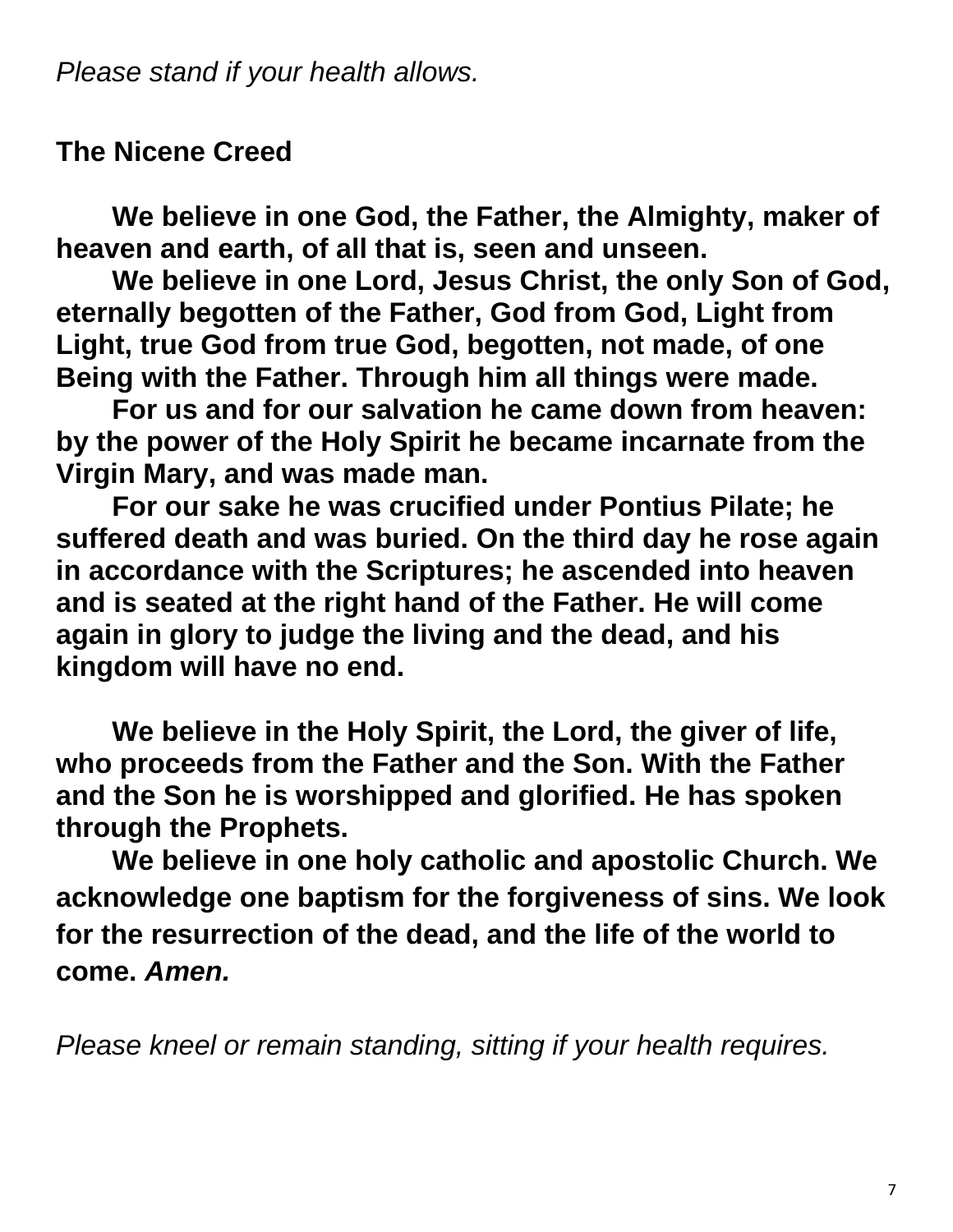*Please stand if your health allows.*

**The Nicene Creed**

**We believe in one God, the Father, the Almighty, maker of heaven and earth, of all that is, seen and unseen.**

**We believe in one Lord, Jesus Christ, the only Son of God, eternally begotten of the Father, God from God, Light from Light, true God from true God, begotten, not made, of one Being with the Father. Through him all things were made.**

**For us and for our salvation he came down from heaven: by the power of the Holy Spirit he became incarnate from the Virgin Mary, and was made man.**

**For our sake he was crucified under Pontius Pilate; he suffered death and was buried. On the third day he rose again in accordance with the Scriptures; he ascended into heaven and is seated at the right hand of the Father. He will come again in glory to judge the living and the dead, and his kingdom will have no end.**

**We believe in the Holy Spirit, the Lord, the giver of life, who proceeds from the Father and the Son. With the Father and the Son he is worshipped and glorified. He has spoken through the Prophets.**

**We believe in one holy catholic and apostolic Church. We acknowledge one baptism for the forgiveness of sins. We look for the resurrection of the dead, and the life of the world to come. *Amen.***

*Please kneel or remain standing, sitting if your health requires.*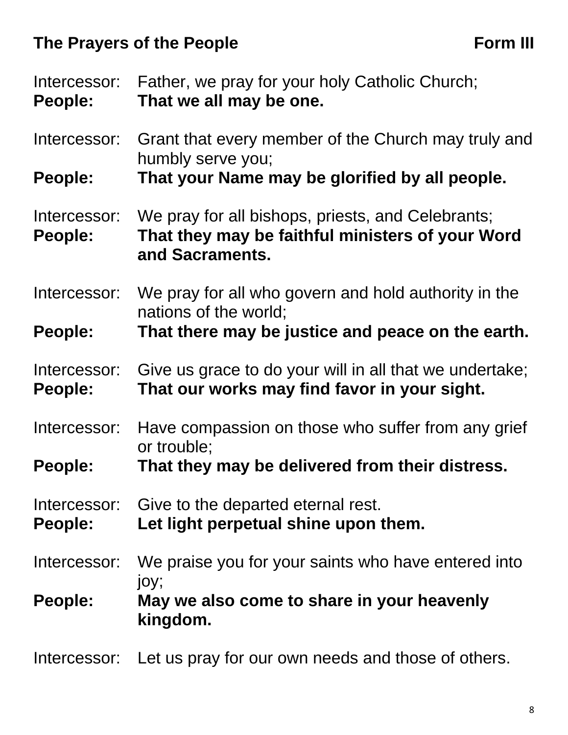## The Prayers of the People — Form III

Intercessor: Father, we pray for your holy Catholic Church;
**People: That we all may be one.**

Intercessor: Grant that every member of the Church may truly and humbly serve you;
**People: That your Name may be glorified by all people.**

Intercessor: We pray for all bishops, priests, and Celebrants;
**People: That they may be faithful ministers of your Word and Sacraments.**

Intercessor: We pray for all who govern and hold authority in the nations of the world;
**People: That there may be justice and peace on the earth.**

Intercessor: Give us grace to do your will in all that we undertake;
**People: That our works may find favor in your sight.**

Intercessor: Have compassion on those who suffer from any grief or trouble;
**People: That they may be delivered from their distress.**

Intercessor: Give to the departed eternal rest.
**People: Let light perpetual shine upon them.**

Intercessor: We praise you for your saints who have entered into joy;
**People: May we also come to share in your heavenly kingdom.**

Intercessor: Let us pray for our own needs and those of others.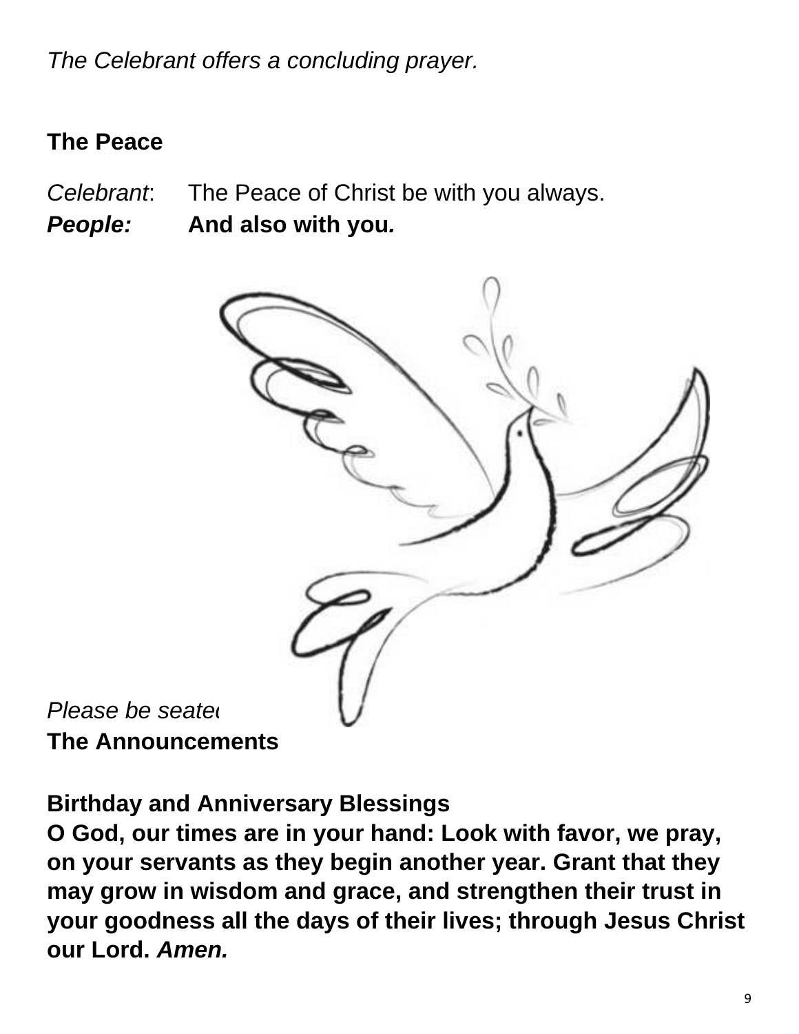*The Celebrant offers a concluding prayer.*

**The Peace**

*Celebrant*: The Peace of Christ be with you always.
***People:*** **And also with you.**

*Please be seated*

**The Announcements**

**Birthday and Anniversary Blessings**
**O God, our times are in your hand: Look with favor, we pray, on your servants as they begin another year. Grant that they may grow in wisdom and grace, and strengthen their trust in your goodness all the days of their lives; through Jesus Christ our Lord. *Amen.***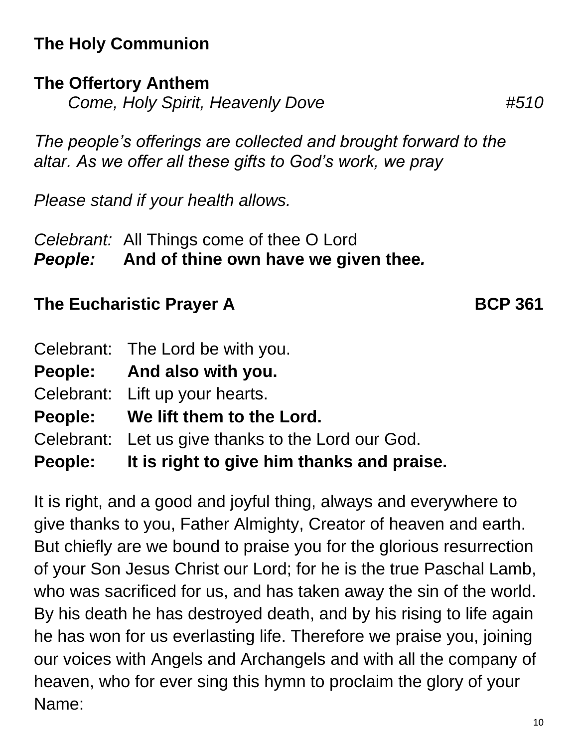## The Holy Communion

**The Offertory Anthem**

*Come, Holy Spirit, Heavenly Dove* *#510*

*The people's offerings are collected and brought forward to the altar. As we offer all these gifts to God's work, we pray*

*Please stand if your health allows.*

*Celebrant:* All Things come of thee O Lord
***People:*** **And of thine own have we given thee*.***

**The Eucharistic Prayer A** **BCP 361**

Celebrant: The Lord be with you.
**People: And also with you.**
Celebrant: Lift up your hearts.
**People: We lift them to the Lord.**
Celebrant: Let us give thanks to the Lord our God.
**People: It is right to give him thanks and praise.**

It is right, and a good and joyful thing, always and everywhere to give thanks to you, Father Almighty, Creator of heaven and earth. But chiefly are we bound to praise you for the glorious resurrection of your Son Jesus Christ our Lord; for he is the true Paschal Lamb, who was sacrificed for us, and has taken away the sin of the world. By his death he has destroyed death, and by his rising to life again he has won for us everlasting life. Therefore we praise you, joining our voices with Angels and Archangels and with all the company of heaven, who for ever sing this hymn to proclaim the glory of your Name: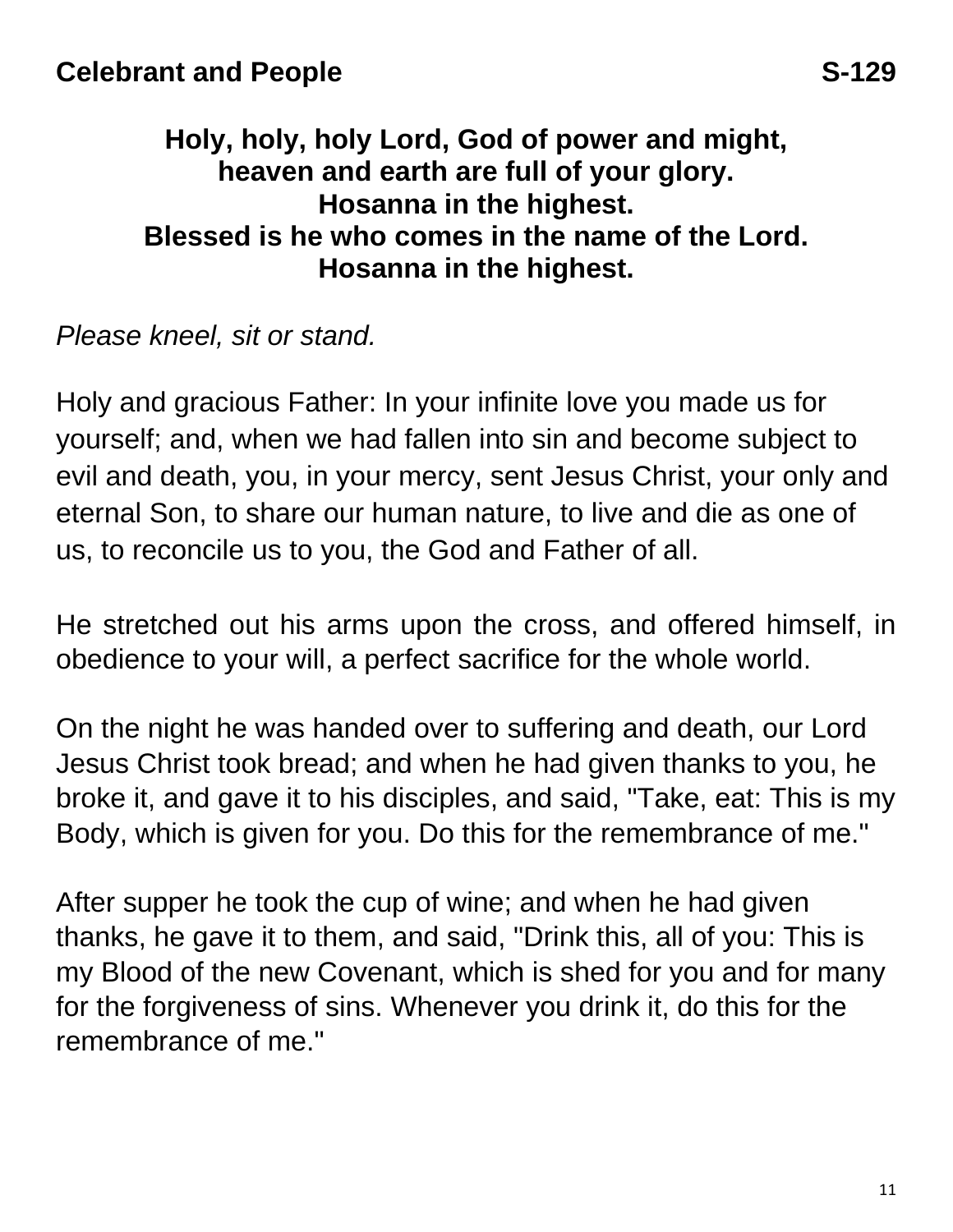**Celebrant and People** **S-129**

**Holy, holy, holy Lord, God of power and might,**
**heaven and earth are full of your glory.**
**Hosanna in the highest.**
**Blessed is he who comes in the name of the Lord.**
**Hosanna in the highest.**

*Please kneel, sit or stand.*

Holy and gracious Father: In your infinite love you made us for yourself; and, when we had fallen into sin and become subject to evil and death, you, in your mercy, sent Jesus Christ, your only and eternal Son, to share our human nature, to live and die as one of us, to reconcile us to you, the God and Father of all.

He stretched out his arms upon the cross, and offered himself, in obedience to your will, a perfect sacrifice for the whole world.

On the night he was handed over to suffering and death, our Lord Jesus Christ took bread; and when he had given thanks to you, he broke it, and gave it to his disciples, and said, "Take, eat: This is my Body, which is given for you. Do this for the remembrance of me."

After supper he took the cup of wine; and when he had given thanks, he gave it to them, and said, "Drink this, all of you: This is my Blood of the new Covenant, which is shed for you and for many for the forgiveness of sins. Whenever you drink it, do this for the remembrance of me."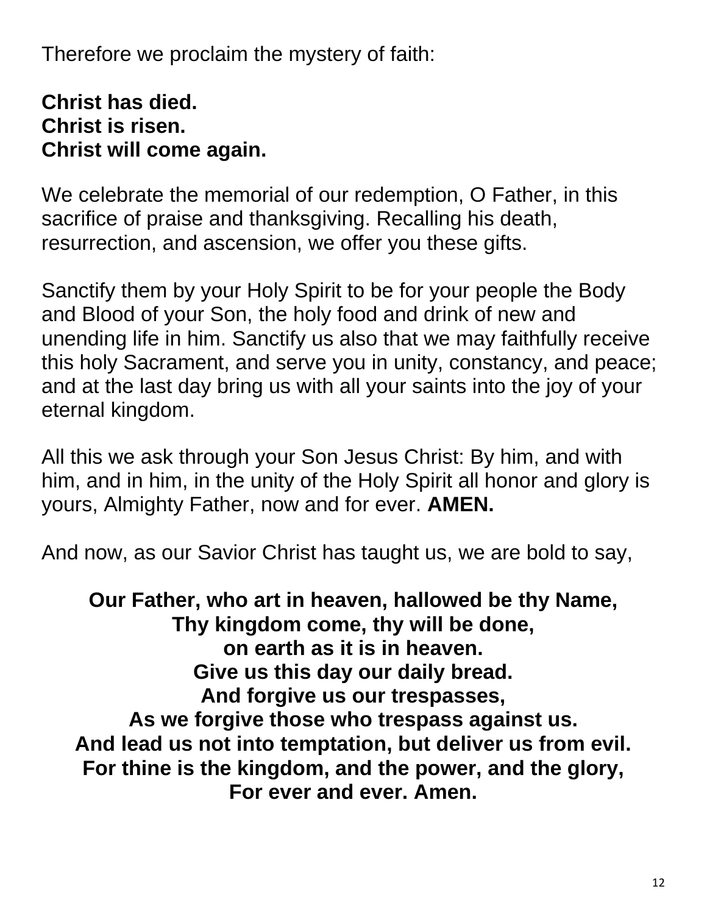Therefore we proclaim the mystery of faith:

**Christ has died.**
**Christ is risen.**
**Christ will come again.**

We celebrate the memorial of our redemption, O Father, in this sacrifice of praise and thanksgiving. Recalling his death, resurrection, and ascension, we offer you these gifts.

Sanctify them by your Holy Spirit to be for your people the Body and Blood of your Son, the holy food and drink of new and unending life in him. Sanctify us also that we may faithfully receive this holy Sacrament, and serve you in unity, constancy, and peace; and at the last day bring us with all your saints into the joy of your eternal kingdom.

All this we ask through your Son Jesus Christ: By him, and with him, and in him, in the unity of the Holy Spirit all honor and glory is yours, Almighty Father, now and for ever. **AMEN.**

And now, as our Savior Christ has taught us, we are bold to say,

**Our Father, who art in heaven, hallowed be thy Name,**
**Thy kingdom come, thy will be done,**
**on earth as it is in heaven.**
**Give us this day our daily bread.**
**And forgive us our trespasses,**
**As we forgive those who trespass against us.**
**And lead us not into temptation, but deliver us from evil.**
**For thine is the kingdom, and the power, and the glory,**
**For ever and ever. Amen.**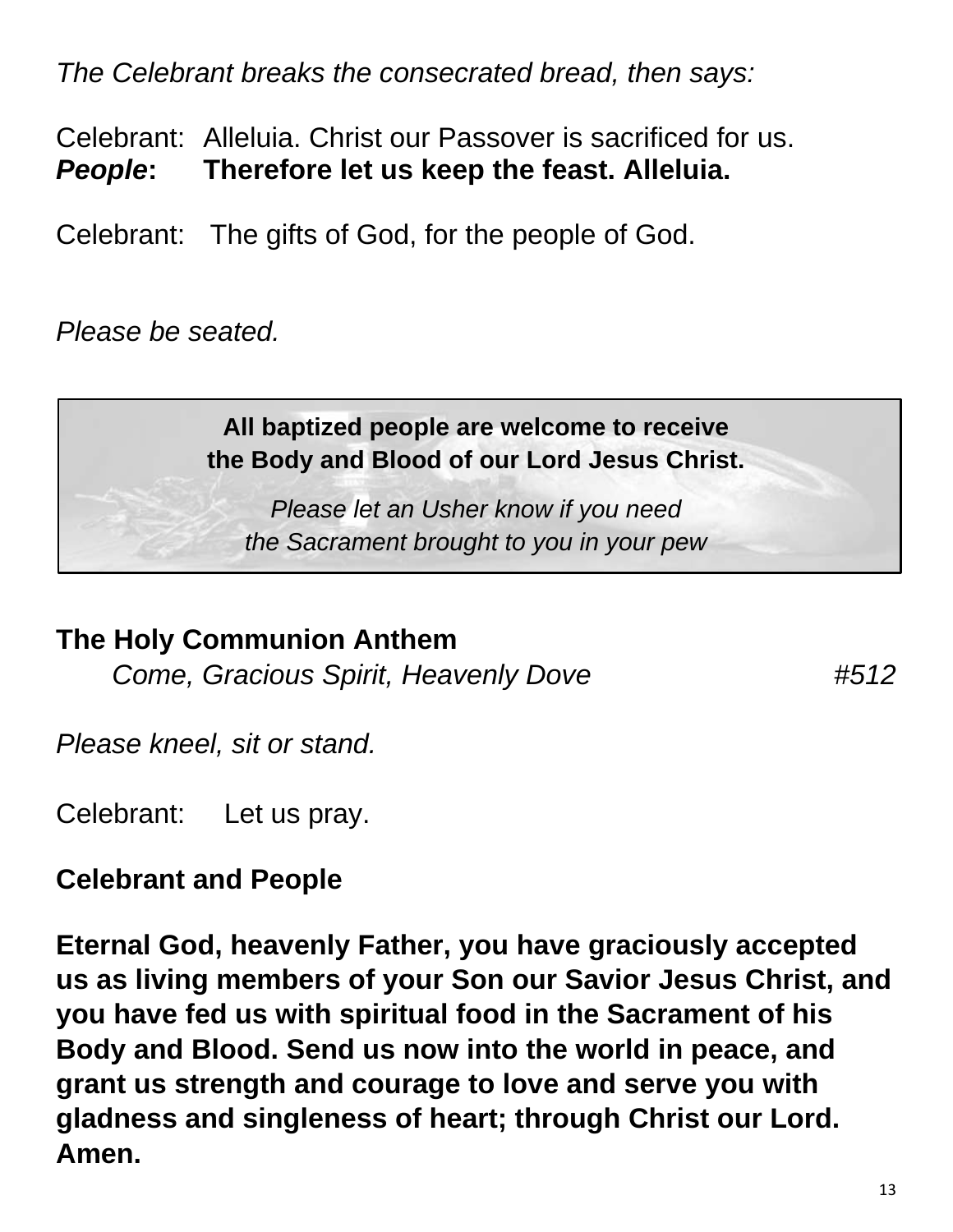*The Celebrant breaks the consecrated bread, then says:*

Celebrant: Alleluia. Christ our Passover is sacrificed for us.
***People*: Therefore let us keep the feast. Alleluia.**

Celebrant: The gifts of God, for the people of God.

*Please be seated.*

**All baptized people are welcome to receive the Body and Blood of our Lord Jesus Christ.**

*Please let an Usher know if you need the Sacrament brought to you in your pew*

**The Holy Communion Anthem**
*Come, Gracious Spirit, Heavenly Dove* #512

*Please kneel, sit or stand.*

Celebrant: Let us pray.

**Celebrant and People**

**Eternal God, heavenly Father, you have graciously accepted us as living members of your Son our Savior Jesus Christ, and you have fed us with spiritual food in the Sacrament of his Body and Blood. Send us now into the world in peace, and grant us strength and courage to love and serve you with gladness and singleness of heart; through Christ our Lord. Amen.**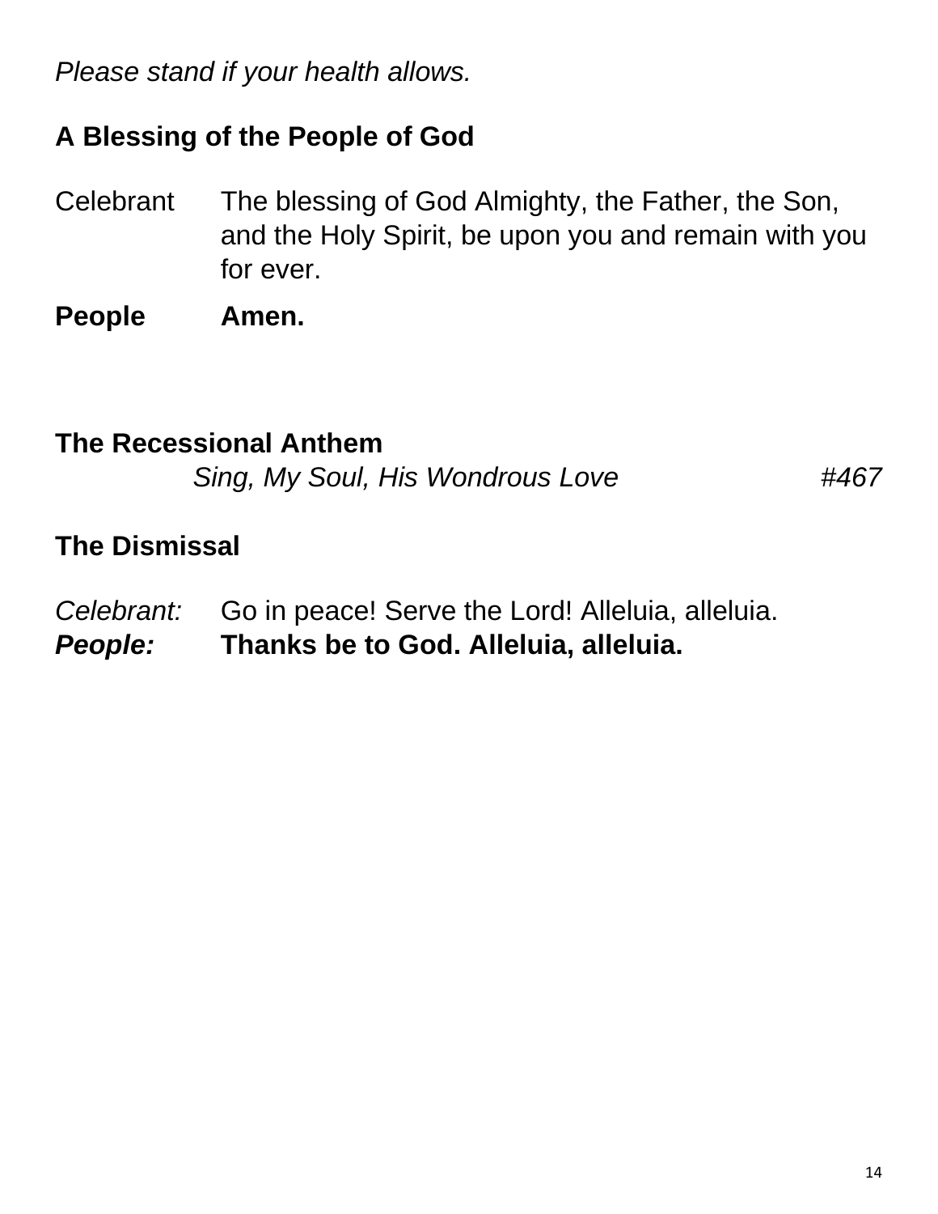*Please stand if your health allows.*

**A Blessing of the People of God**

Celebrant The blessing of God Almighty, the Father, the Son, and the Holy Spirit, be upon you and remain with you for ever.

**People Amen.**

**The Recessional Anthem**

*Sing, My Soul, His Wondrous Love* *#467*

**The Dismissal**

*Celebrant:* Go in peace! Serve the Lord! Alleluia, alleluia.
***People:*** **Thanks be to God. Alleluia, alleluia.**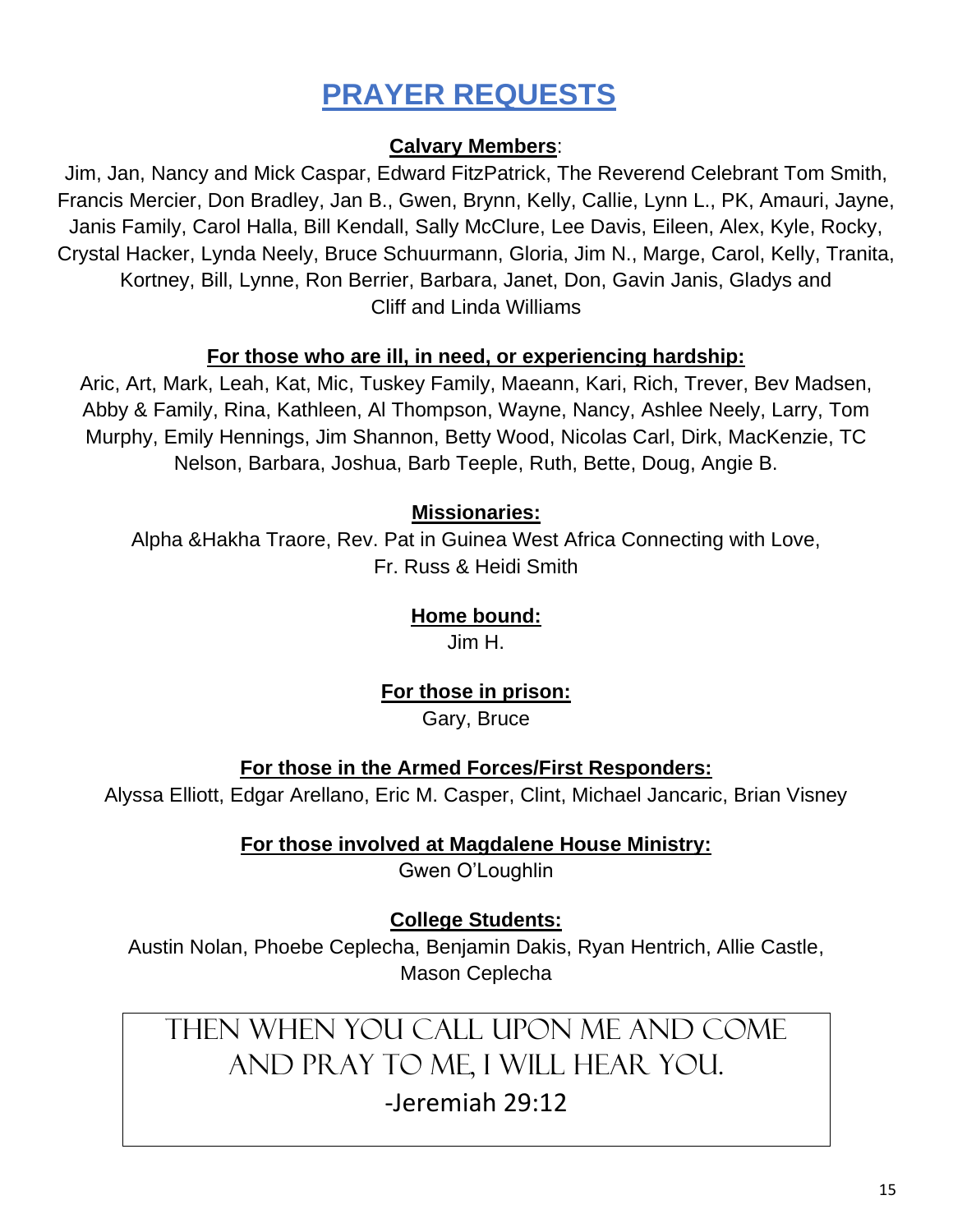# PRAYER REQUESTS

**Calvary Members**:

Jim, Jan, Nancy and Mick Caspar, Edward FitzPatrick, The Reverend Celebrant Tom Smith, Francis Mercier, Don Bradley, Jan B., Gwen, Brynn, Kelly, Callie, Lynn L., PK, Amauri, Jayne, Janis Family, Carol Halla, Bill Kendall, Sally McClure, Lee Davis, Eileen, Alex, Kyle, Rocky, Crystal Hacker, Lynda Neely, Bruce Schuurmann, Gloria, Jim N., Marge, Carol, Kelly, Tranita, Kortney, Bill, Lynne, Ron Berrier, Barbara, Janet, Don, Gavin Janis, Gladys and Cliff and Linda Williams

**For those who are ill, in need, or experiencing hardship:**

Aric, Art, Mark, Leah, Kat, Mic, Tuskey Family, Maeann, Kari, Rich, Trever, Bev Madsen, Abby & Family, Rina, Kathleen, Al Thompson, Wayne, Nancy, Ashlee Neely, Larry, Tom Murphy, Emily Hennings, Jim Shannon, Betty Wood, Nicolas Carl, Dirk, MacKenzie, TC Nelson, Barbara, Joshua, Barb Teeple, Ruth, Bette, Doug, Angie B.

**Missionaries:**

Alpha &Hakha Traore, Rev. Pat in Guinea West Africa Connecting with Love, Fr. Russ & Heidi Smith

**Home bound:**

Jim H.

**For those in prison:**

Gary, Bruce

**For those in the Armed Forces/First Responders:**

Alyssa Elliott, Edgar Arellano, Eric M. Casper, Clint, Michael Jancaric, Brian Visney

**For those involved at Magdalene House Ministry:**

Gwen O'Loughlin

**College Students:**

Austin Nolan, Phoebe Ceplecha, Benjamin Dakis, Ryan Hentrich, Allie Castle, Mason Ceplecha

THEN WHEN YOU CALL UPON ME AND COME AND PRAY TO ME, I WILL HEAR YOU.
-Jeremiah 29:12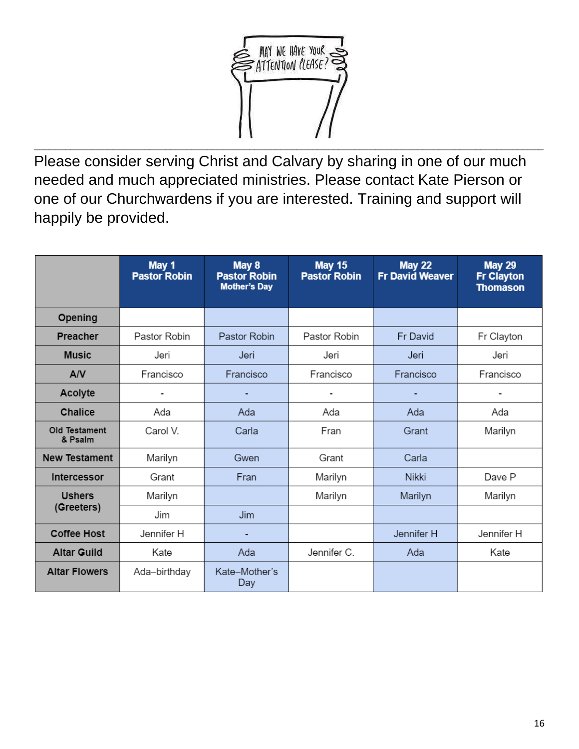MAY WE HAVE YOUR ATTENTION PLEASE?

---

Please consider serving Christ and Calvary by sharing in one of our much needed and much appreciated ministries. Please contact Kate Pierson or one of our Churchwardens if you are interested. Training and support will happily be provided.

| | May 1 Pastor Robin | May 8 Pastor Robin Mother's Day | May 15 Pastor Robin | May 22 Fr David Weaver | May 29 Fr Clayton Thomason |
|---|---|---|---|---|---|
| **Opening** | | | | | |
| **Preacher** | Pastor Robin | Pastor Robin | Pastor Robin | Fr David | Fr Clayton |
| **Music** | Jeri | Jeri | Jeri | Jeri | Jeri |
| **A/V** | Francisco | Francisco | Francisco | Francisco | Francisco |
| **Acolyte** | - | - | - | - | - |
| **Chalice** | Ada | Ada | Ada | Ada | Ada |
| **Old Testament & Psalm** | Carol V. | Carla | Fran | Grant | Marilyn |
| **New Testament** | Marilyn | Gwen | Grant | Carla | |
| **Intercessor** | Grant | Fran | Marilyn | Nikki | Dave P |
| **Ushers (Greeters)** | Marilyn | | Marilyn | Marilyn | Marilyn |
| | Jim | Jim | | | |
| **Coffee Host** | Jennifer H | - | | Jennifer H | Jennifer H |
| **Altar Guild** | Kate | Ada | Jennifer C. | Ada | Kate |
| **Altar Flowers** | Ada–birthday | Kate–Mother's Day | | | |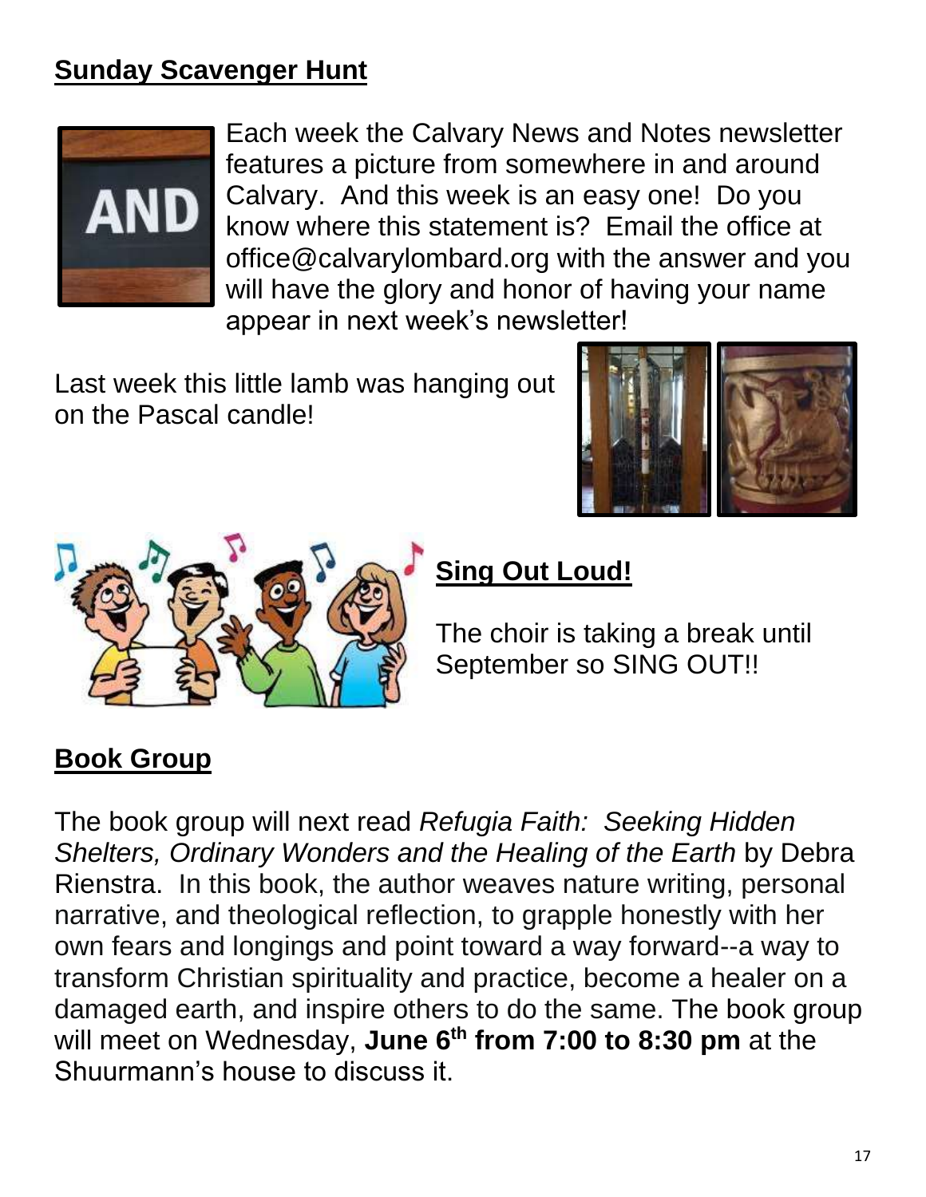## Sunday Scavenger Hunt

Each week the Calvary News and Notes newsletter features a picture from somewhere in and around Calvary. And this week is an easy one! Do you know where this statement is? Email the office at office@calvarylombard.org with the answer and you will have the glory and honor of having your name appear in next week's newsletter!

Last week this little lamb was hanging out on the Pascal candle!

## Sing Out Loud!

The choir is taking a break until September so SING OUT!!

## Book Group

The book group will next read *Refugia Faith: Seeking Hidden Shelters, Ordinary Wonders and the Healing of the Earth* by Debra Rienstra. In this book, the author weaves nature writing, personal narrative, and theological reflection, to grapple honestly with her own fears and longings and point toward a way forward--a way to transform Christian spirituality and practice, become a healer on a damaged earth, and inspire others to do the same. The book group will meet on Wednesday, **June 6th from 7:00 to 8:30 pm** at the Shuurmann's house to discuss it.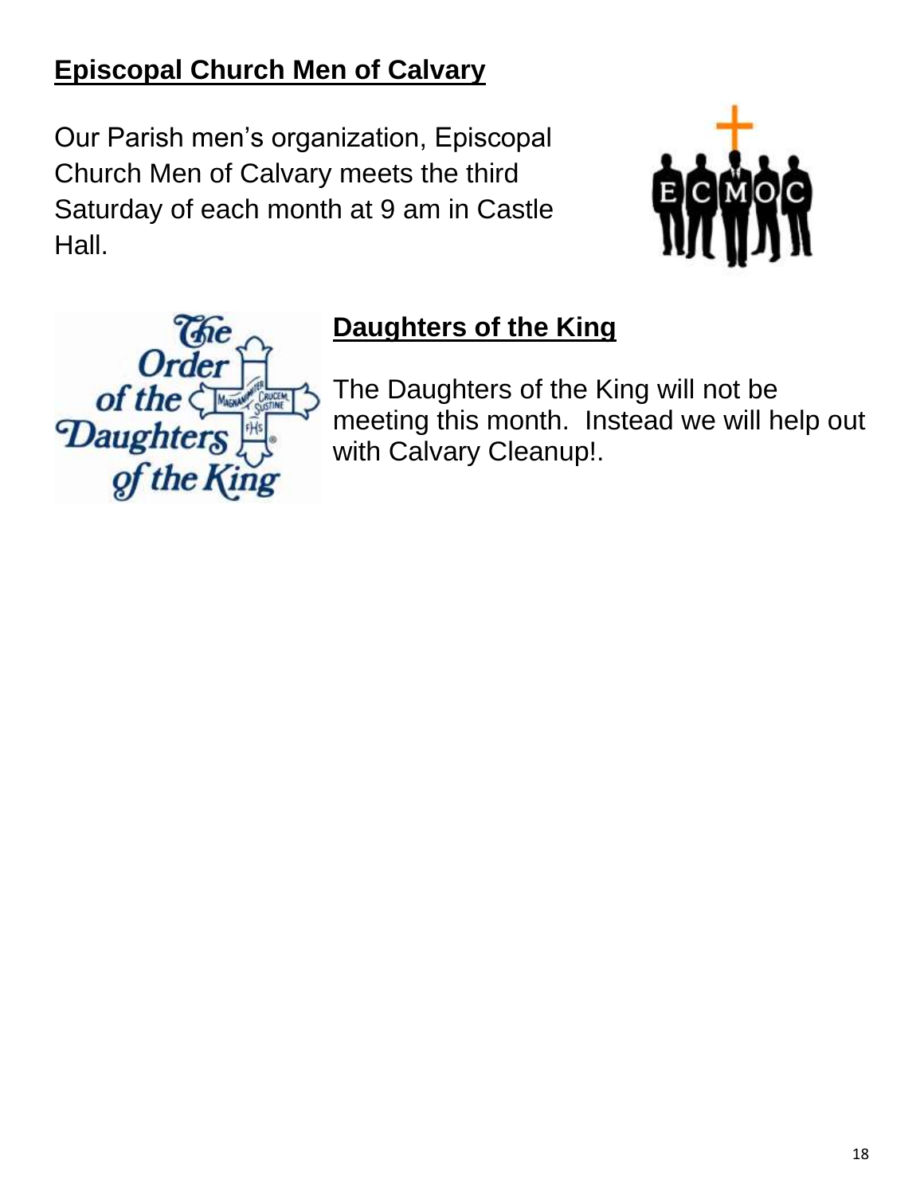## Episcopal Church Men of Calvary

Our Parish men's organization, Episcopal Church Men of Calvary meets the third Saturday of each month at 9 am in Castle Hall.

## Daughters of the King

The Daughters of the King will not be meeting this month. Instead we will help out with Calvary Cleanup!.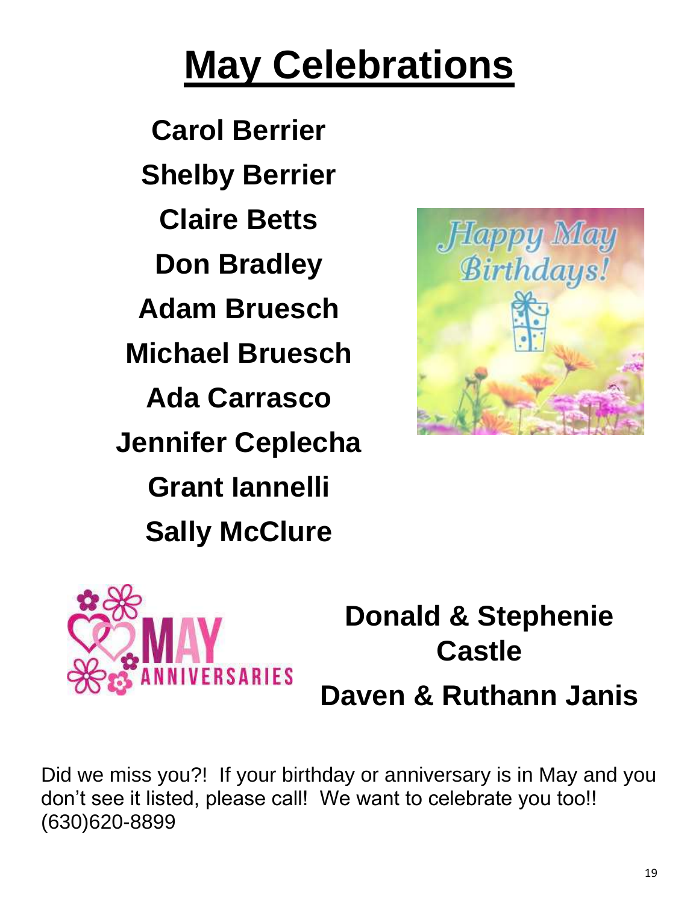# May Celebrations

**Carol Berrier**

**Shelby Berrier**

**Claire Betts**

**Don Bradley**

**Adam Bruesch**

**Michael Bruesch**

**Ada Carrasco**

**Jennifer Ceplecha**

**Grant Iannelli**

**Sally McClure**

**Donald & Stephenie Castle**

**Daven & Ruthann Janis**

Did we miss you?! If your birthday or anniversary is in May and you don't see it listed, please call! We want to celebrate you too!! (630)620-8899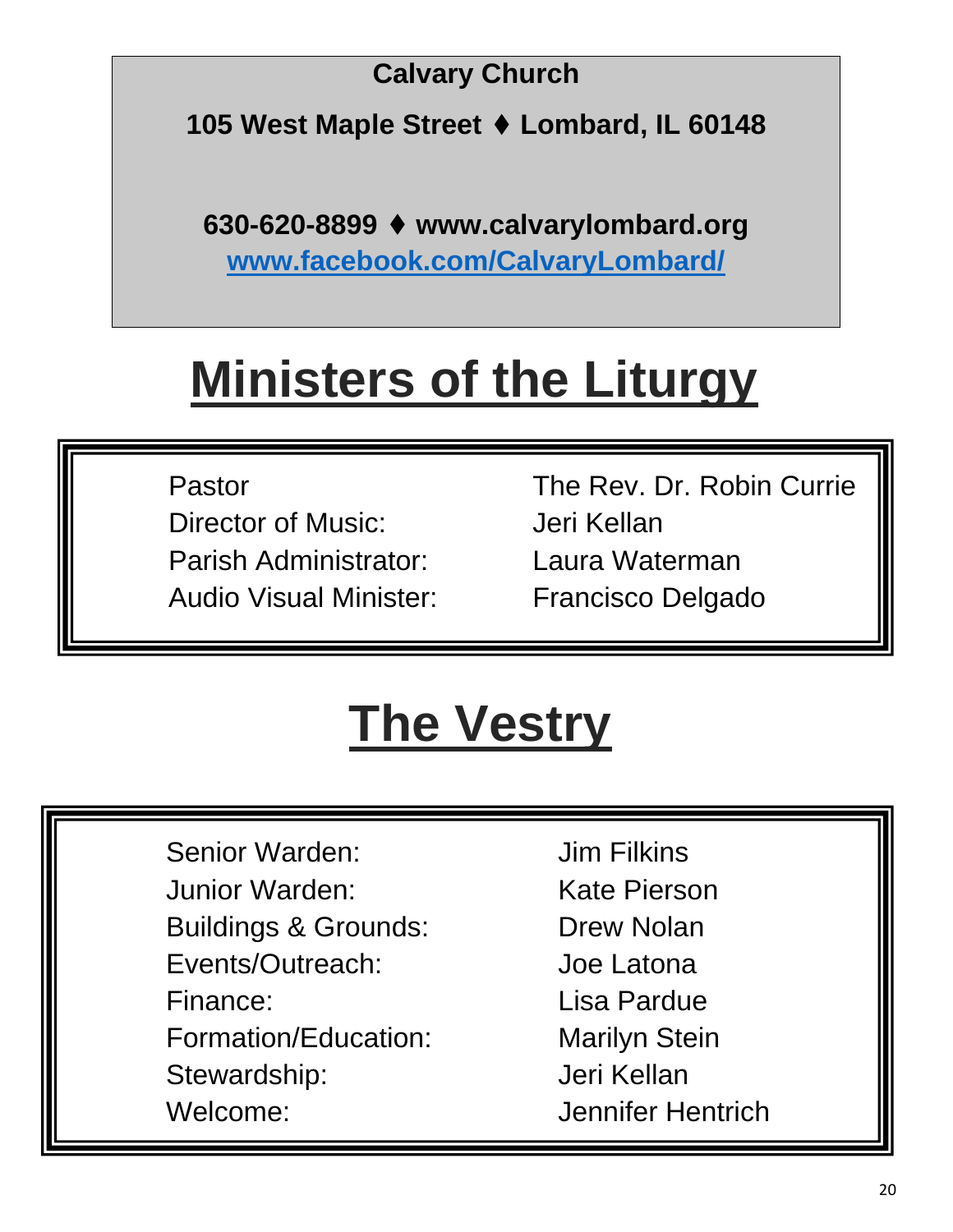**Calvary Church**

**105 West Maple Street ♦ Lombard, IL 60148**

**630-620-8899 ♦ www.calvarylombard.org**
**[www.facebook.com/CalvaryLombard/](http://www.facebook.com/CalvaryLombard/)**

# Ministers of the Liturgy

| | |
|---|---|
| Pastor | The Rev. Dr. Robin Currie |
| Director of Music: | Jeri Kellan |
| Parish Administrator: | Laura Waterman |
| Audio Visual Minister: | Francisco Delgado |

# The Vestry

| | |
|---|---|
| Senior Warden: | Jim Filkins |
| Junior Warden: | Kate Pierson |
| Buildings & Grounds: | Drew Nolan |
| Events/Outreach: | Joe Latona |
| Finance: | Lisa Pardue |
| Formation/Education: | Marilyn Stein |
| Stewardship: | Jeri Kellan |
| Welcome: | Jennifer Hentrich |